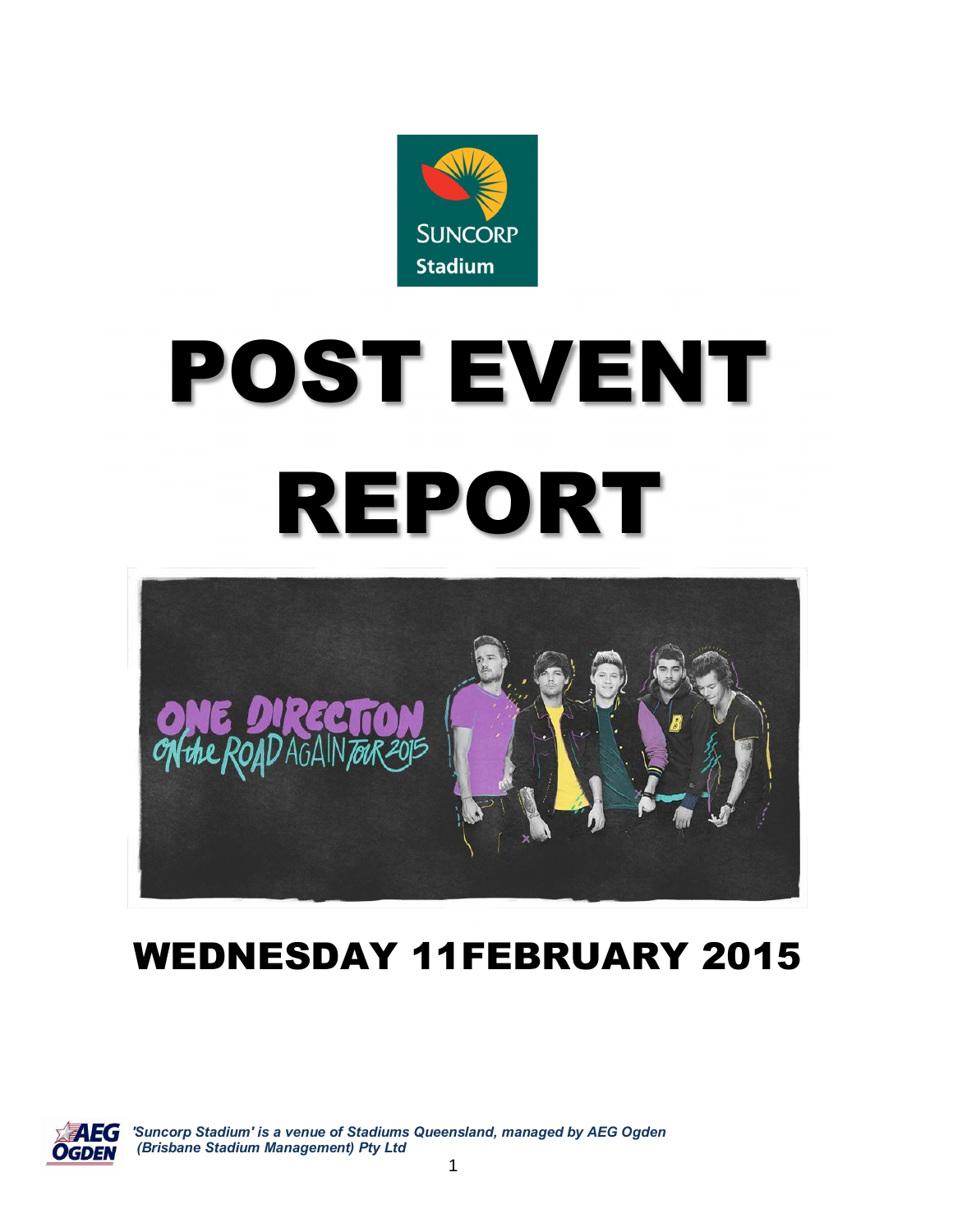# POST EVENT REPORT

## WEDNESDAY 11FEBRUARY 2015

*'Suncorp Stadium' is a venue of Stadiums Queensland, managed by AEG Ogden (Brisbane Stadium Management) Pty Ltd*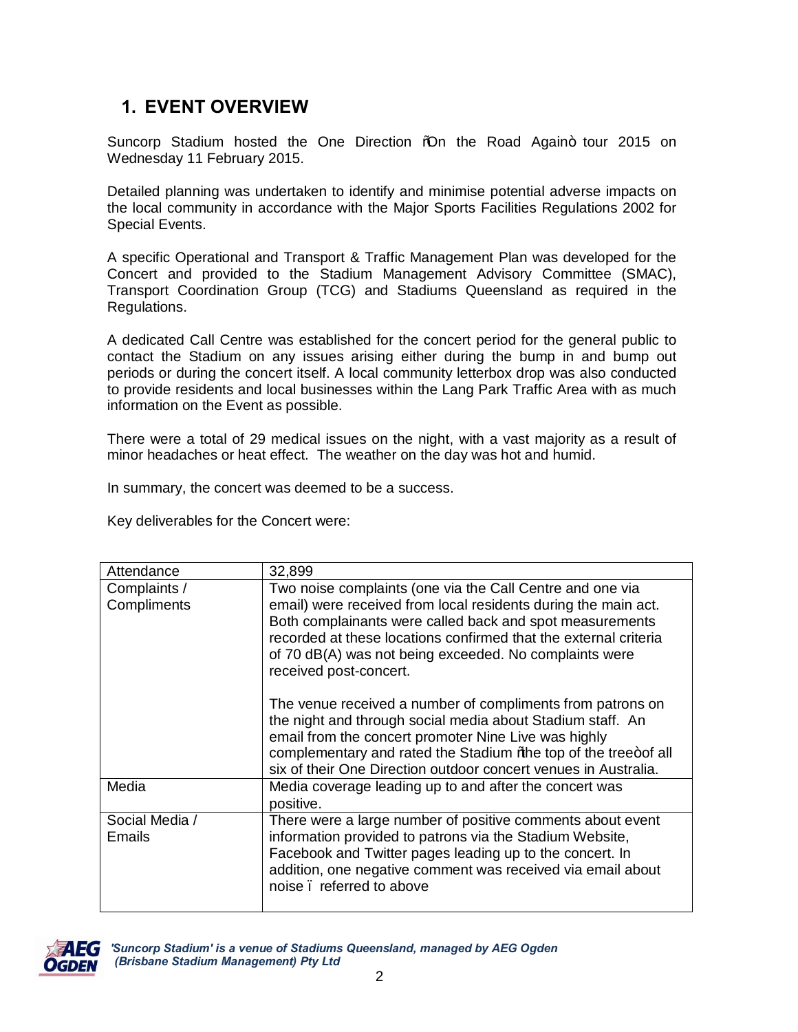## 1. EVENT OVERVIEW

Suncorp Stadium hosted the One Direction "On the Road Again" tour 2015 on Wednesday 11 February 2015.

Detailed planning was undertaken to identify and minimise potential adverse impacts on the local community in accordance with the Major Sports Facilities Regulations 2002 for Special Events.

A specific Operational and Transport & Traffic Management Plan was developed for the Concert and provided to the Stadium Management Advisory Committee (SMAC), Transport Coordination Group (TCG) and Stadiums Queensland as required in the Regulations.

A dedicated Call Centre was established for the concert period for the general public to contact the Stadium on any issues arising either during the bump in and bump out periods or during the concert itself. A local community letterbox drop was also conducted to provide residents and local businesses within the Lang Park Traffic Area with as much information on the Event as possible.

There were a total of 29 medical issues on the night, with a vast majority as a result of minor headaches or heat effect. The weather on the day was hot and humid.

In summary, the concert was deemed to be a success.

Key deliverables for the Concert were:

| | |
|---|---|
| Attendance | 32,899 |
| Complaints / Compliments | Two noise complaints (one via the Call Centre and one via email) were received from local residents during the main act. Both complainants were called back and spot measurements recorded at these locations confirmed that the external criteria of 70 dB(A) was not being exceeded. No complaints were received post-concert.<br><br>The venue received a number of compliments from patrons on the night and through social media about Stadium staff. An email from the concert promoter Nine Live was highly complementary and rated the Stadium "the top of the tree" of all six of their One Direction outdoor concert venues in Australia. |
| Media | Media coverage leading up to and after the concert was positive. |
| Social Media / Emails | There were a large number of positive comments about event information provided to patrons via the Stadium Website, Facebook and Twitter pages leading up to the concert. In addition, one negative comment was received via email about noise – referred to above |

*'Suncorp Stadium' is a venue of Stadiums Queensland, managed by AEG Ogden (Brisbane Stadium Management) Pty Ltd*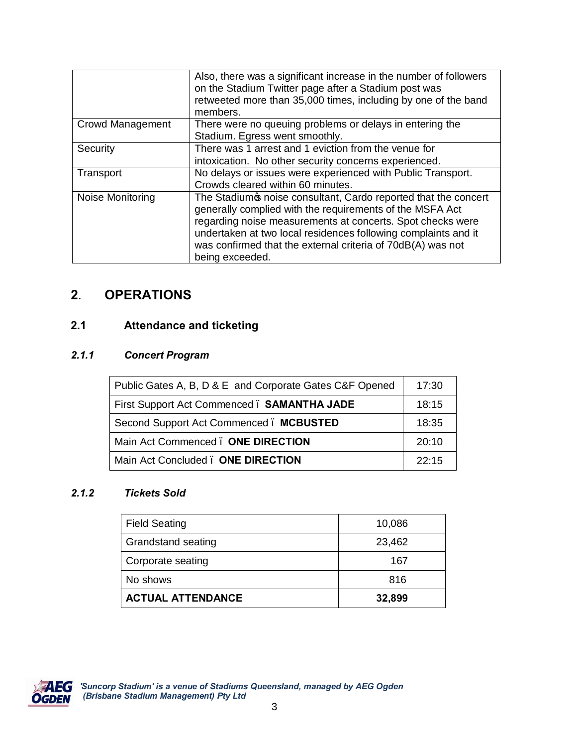| | |
|---|---|
| | Also, there was a significant increase in the number of followers on the Stadium Twitter page after a Stadium post was retweeted more than 35,000 times, including by one of the band members. |
| Crowd Management | There were no queuing problems or delays in entering the Stadium. Egress went smoothly. |
| Security | There was 1 arrest and 1 eviction from the venue for intoxication. No other security concerns experienced. |
| Transport | No delays or issues were experienced with Public Transport. Crowds cleared within 60 minutes. |
| Noise Monitoring | The Stadium's noise consultant, Cardo reported that the concert generally complied with the requirements of the MSFA Act regarding noise measurements at concerts. Spot checks were undertaken at two local residences following complaints and it was confirmed that the external criteria of 70dB(A) was not being exceeded. |

## 2. OPERATIONS

### 2.1 Attendance and ticketing

#### *2.1.1 Concert Program*

| | |
|---|---|
| Public Gates A, B, D & E and Corporate Gates C&F Opened | 17:30 |
| First Support Act Commenced – **SAMANTHA JADE** | 18:15 |
| Second Support Act Commenced – **MCBUSTED** | 18:35 |
| Main Act Commenced – **ONE DIRECTION** | 20:10 |
| Main Act Concluded – **ONE DIRECTION** | 22:15 |

#### *2.1.2 Tickets Sold*

| | |
|---|---|
| Field Seating | 10,086 |
| Grandstand seating | 23,462 |
| Corporate seating | 167 |
| No shows | 816 |
| **ACTUAL ATTENDANCE** | **32,899** |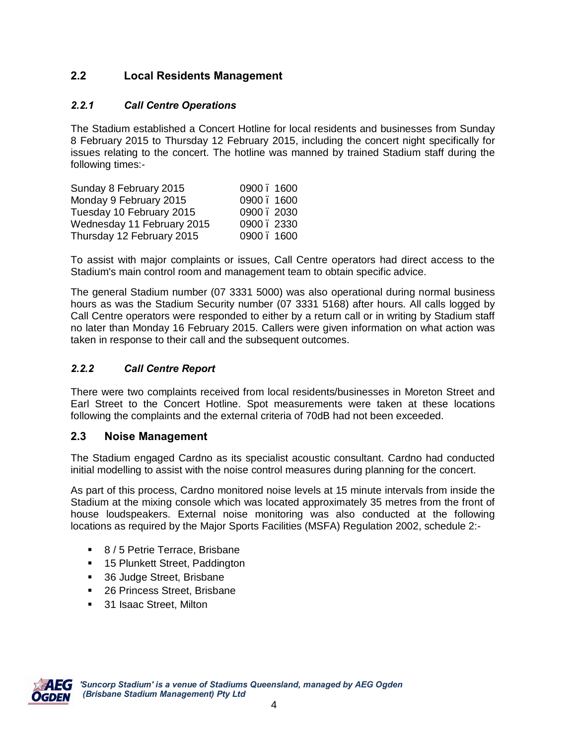## 2.2 Local Residents Management

### *2.2.1 Call Centre Operations*

The Stadium established a Concert Hotline for local residents and businesses from Sunday 8 February 2015 to Thursday 12 February 2015, including the concert night specifically for issues relating to the concert. The hotline was manned by trained Stadium staff during the following times:-

| | |
|---|---|
| Sunday 8 February 2015 | 0900 – 1600 |
| Monday 9 February 2015 | 0900 – 1600 |
| Tuesday 10 February 2015 | 0900 – 2030 |
| Wednesday 11 February 2015 | 0900 – 2330 |
| Thursday 12 February 2015 | 0900 – 1600 |

To assist with major complaints or issues, Call Centre operators had direct access to the Stadium's main control room and management team to obtain specific advice.

The general Stadium number (07 3331 5000) was also operational during normal business hours as was the Stadium Security number (07 3331 5168) after hours. All calls logged by Call Centre operators were responded to either by a return call or in writing by Stadium staff no later than Monday 16 February 2015. Callers were given information on what action was taken in response to their call and the subsequent outcomes.

### *2.2.2 Call Centre Report*

There were two complaints received from local residents/businesses in Moreton Street and Earl Street to the Concert Hotline. Spot measurements were taken at these locations following the complaints and the external criteria of 70dB had not been exceeded.

## 2.3 Noise Management

The Stadium engaged Cardno as its specialist acoustic consultant. Cardno had conducted initial modelling to assist with the noise control measures during planning for the concert.

As part of this process, Cardno monitored noise levels at 15 minute intervals from inside the Stadium at the mixing console which was located approximately 35 metres from the front of house loudspeakers. External noise monitoring was also conducted at the following locations as required by the Major Sports Facilities (MSFA) Regulation 2002, schedule 2:-

- 8 / 5 Petrie Terrace, Brisbane
- 15 Plunkett Street, Paddington
- 36 Judge Street, Brisbane
- 26 Princess Street, Brisbane
- 31 Isaac Street, Milton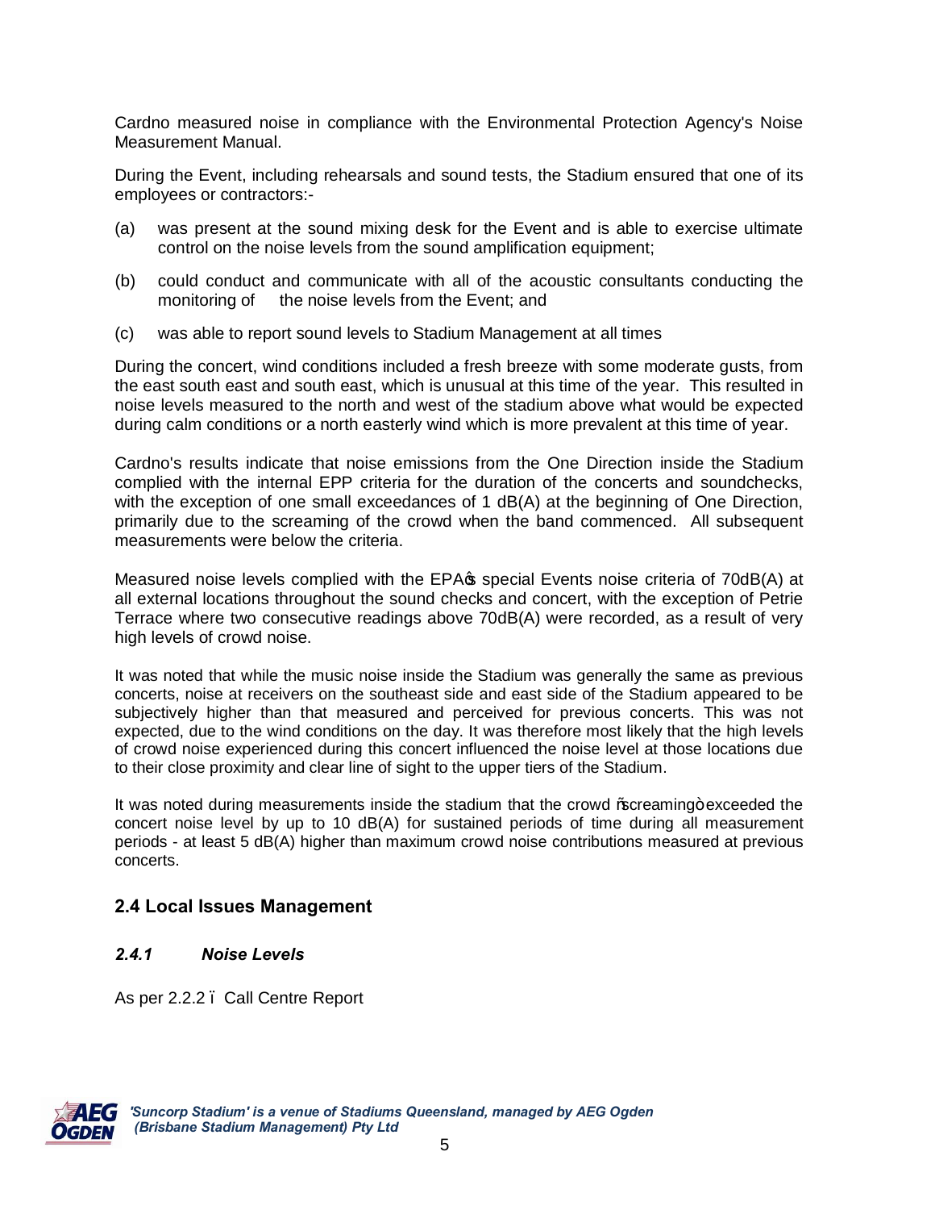Cardno measured noise in compliance with the Environmental Protection Agency's Noise Measurement Manual.

During the Event, including rehearsals and sound tests, the Stadium ensured that one of its employees or contractors:-

(a) was present at the sound mixing desk for the Event and is able to exercise ultimate control on the noise levels from the sound amplification equipment;

(b) could conduct and communicate with all of the acoustic consultants conducting the monitoring of the noise levels from the Event; and

(c) was able to report sound levels to Stadium Management at all times

During the concert, wind conditions included a fresh breeze with some moderate gusts, from the east south east and south east, which is unusual at this time of the year. This resulted in noise levels measured to the north and west of the stadium above what would be expected during calm conditions or a north easterly wind which is more prevalent at this time of year.

Cardno's results indicate that noise emissions from the One Direction inside the Stadium complied with the internal EPP criteria for the duration of the concerts and soundchecks, with the exception of one small exceedances of 1 dB(A) at the beginning of One Direction, primarily due to the screaming of the crowd when the band commenced. All subsequent measurements were below the criteria.

Measured noise levels complied with the EPA's special Events noise criteria of 70dB(A) at all external locations throughout the sound checks and concert, with the exception of Petrie Terrace where two consecutive readings above 70dB(A) were recorded, as a result of very high levels of crowd noise.

It was noted that while the music noise inside the Stadium was generally the same as previous concerts, noise at receivers on the southeast side and east side of the Stadium appeared to be subjectively higher than that measured and perceived for previous concerts. This was not expected, due to the wind conditions on the day. It was therefore most likely that the high levels of crowd noise experienced during this concert influenced the noise level at those locations due to their close proximity and clear line of sight to the upper tiers of the Stadium.

It was noted during measurements inside the stadium that the crowd "screaming" exceeded the concert noise level by up to 10 dB(A) for sustained periods of time during all measurement periods - at least 5 dB(A) higher than maximum crowd noise contributions measured at previous concerts.

## 2.4 Local Issues Management

### *2.4.1 Noise Levels*

As per 2.2.2 – Call Centre Report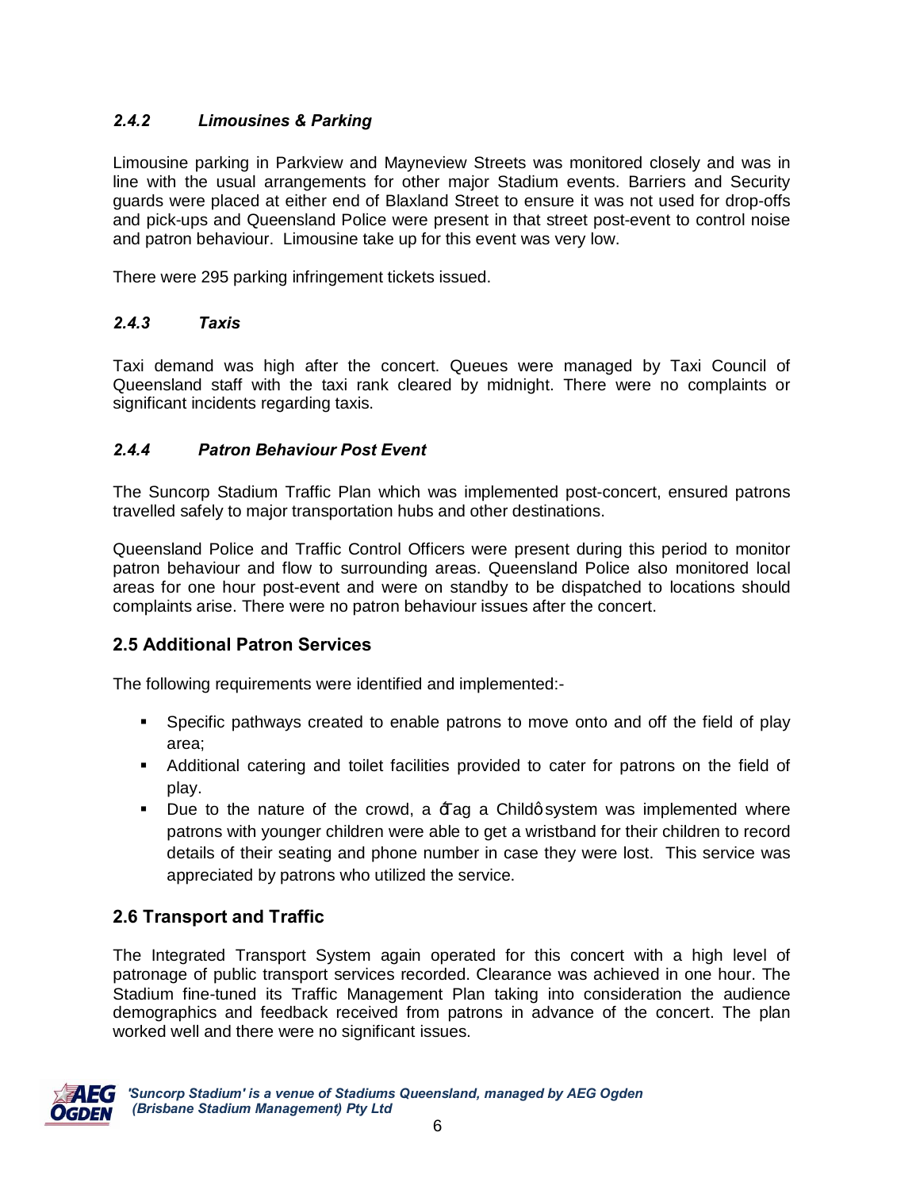#### *2.4.2 Limousines & Parking*

Limousine parking in Parkview and Mayneview Streets was monitored closely and was in line with the usual arrangements for other major Stadium events. Barriers and Security guards were placed at either end of Blaxland Street to ensure it was not used for drop-offs and pick-ups and Queensland Police were present in that street post-event to control noise and patron behaviour. Limousine take up for this event was very low.

There were 295 parking infringement tickets issued.

#### *2.4.3 Taxis*

Taxi demand was high after the concert. Queues were managed by Taxi Council of Queensland staff with the taxi rank cleared by midnight. There were no complaints or significant incidents regarding taxis.

#### *2.4.4 Patron Behaviour Post Event*

The Suncorp Stadium Traffic Plan which was implemented post-concert, ensured patrons travelled safely to major transportation hubs and other destinations.

Queensland Police and Traffic Control Officers were present during this period to monitor patron behaviour and flow to surrounding areas. Queensland Police also monitored local areas for one hour post-event and were on standby to be dispatched to locations should complaints arise. There were no patron behaviour issues after the concert.

### 2.5 Additional Patron Services

The following requirements were identified and implemented:-

- Specific pathways created to enable patrons to move onto and off the field of play area;
- Additional catering and toilet facilities provided to cater for patrons on the field of play.
- Due to the nature of the crowd, a ‘Tag a Child’ system was implemented where patrons with younger children were able to get a wristband for their children to record details of their seating and phone number in case they were lost. This service was appreciated by patrons who utilized the service.

### 2.6 Transport and Traffic

The Integrated Transport System again operated for this concert with a high level of patronage of public transport services recorded. Clearance was achieved in one hour. The Stadium fine-tuned its Traffic Management Plan taking into consideration the audience demographics and feedback received from patrons in advance of the concert. The plan worked well and there were no significant issues.